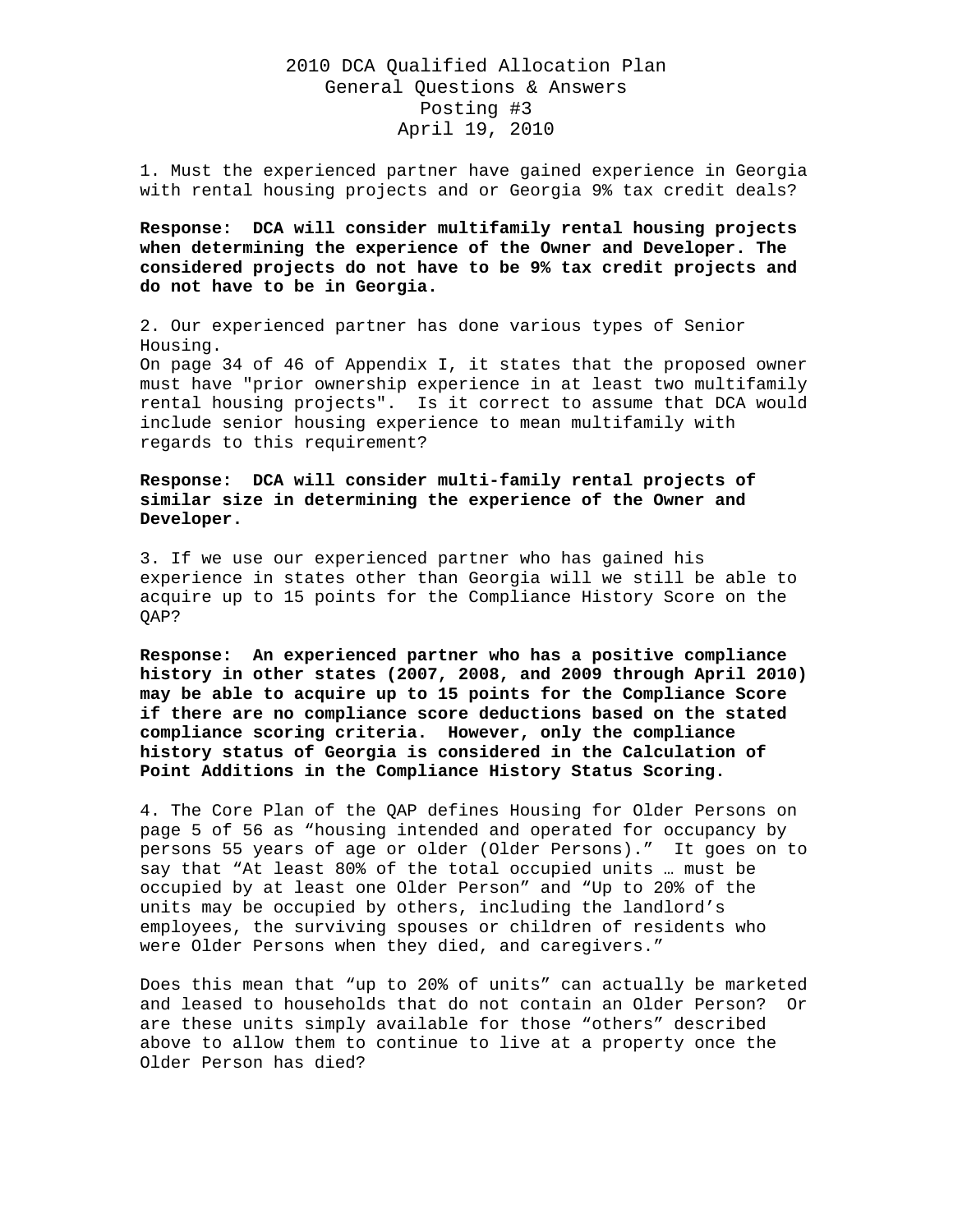# 2010 DCA Qualified Allocation Plan
## General Questions & Answers
### Posting #3
### April 19, 2010

1. Must the experienced partner have gained experience in Georgia with rental housing projects and or Georgia 9% tax credit deals?

**Response: DCA will consider multifamily rental housing projects when determining the experience of the Owner and Developer. The considered projects do not have to be 9% tax credit projects and do not have to be in Georgia.**

2. Our experienced partner has done various types of Senior Housing.
On page 34 of 46 of Appendix I, it states that the proposed owner must have "prior ownership experience in at least two multifamily rental housing projects". Is it correct to assume that DCA would include senior housing experience to mean multifamily with regards to this requirement?

**Response: DCA will consider multi-family rental projects of similar size in determining the experience of the Owner and Developer.**

3. If we use our experienced partner who has gained his experience in states other than Georgia will we still be able to acquire up to 15 points for the Compliance History Score on the QAP?

**Response: An experienced partner who has a positive compliance history in other states (2007, 2008, and 2009 through April 2010) may be able to acquire up to 15 points for the Compliance Score if there are no compliance score deductions based on the stated compliance scoring criteria. However, only the compliance history status of Georgia is considered in the Calculation of Point Additions in the Compliance History Status Scoring.**

4. The Core Plan of the QAP defines Housing for Older Persons on page 5 of 56 as "housing intended and operated for occupancy by persons 55 years of age or older (Older Persons)." It goes on to say that "At least 80% of the total occupied units … must be occupied by at least one Older Person" and "Up to 20% of the units may be occupied by others, including the landlord's employees, the surviving spouses or children of residents who were Older Persons when they died, and caregivers."

Does this mean that "up to 20% of units" can actually be marketed and leased to households that do not contain an Older Person? Or are these units simply available for those "others" described above to allow them to continue to live at a property once the Older Person has died?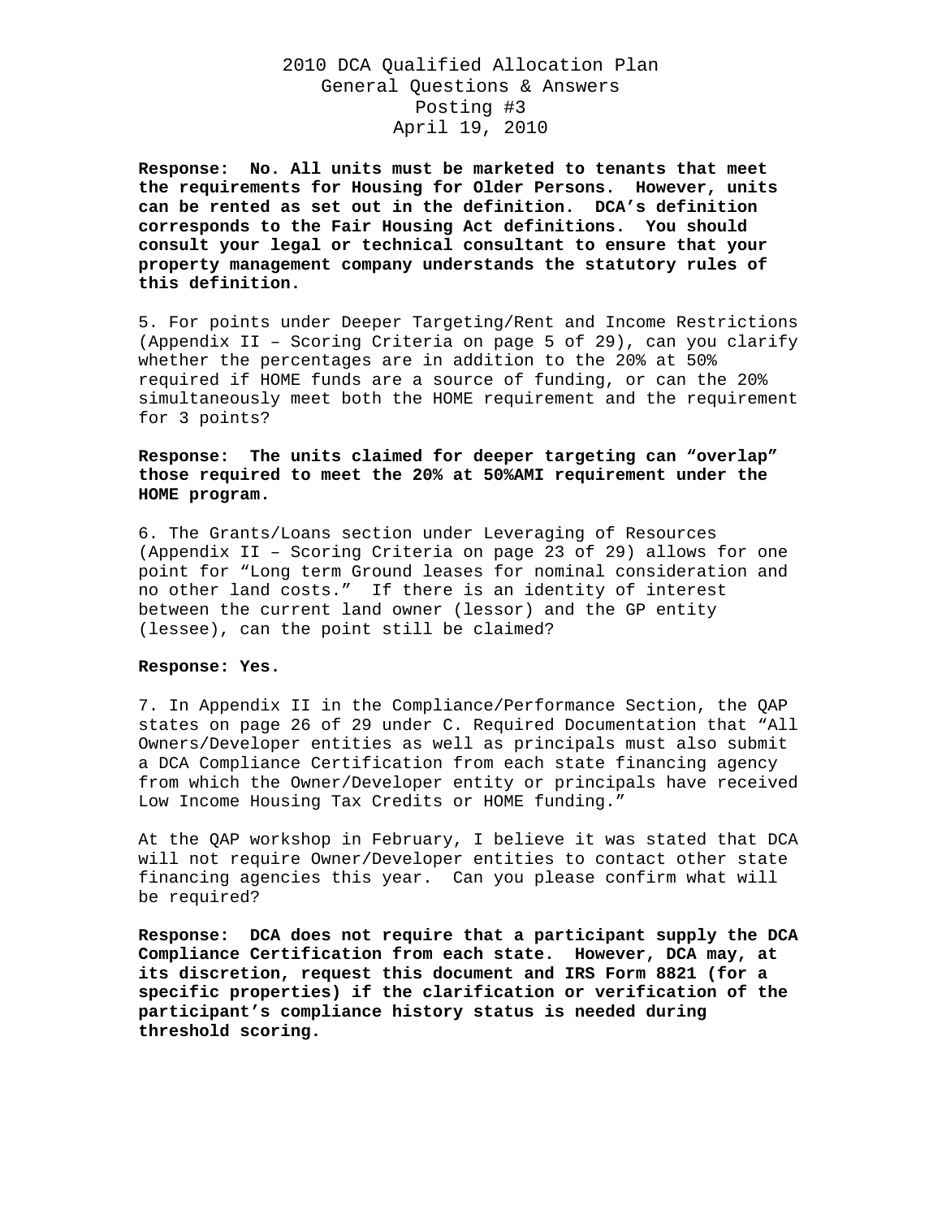**Response: No. All units must be marketed to tenants that meet the requirements for Housing for Older Persons. However, units can be rented as set out in the definition. DCA's definition corresponds to the Fair Housing Act definitions. You should consult your legal or technical consultant to ensure that your property management company understands the statutory rules of this definition.**

5. For points under Deeper Targeting/Rent and Income Restrictions (Appendix II – Scoring Criteria on page 5 of 29), can you clarify whether the percentages are in addition to the 20% at 50% required if HOME funds are a source of funding, or can the 20% simultaneously meet both the HOME requirement and the requirement for 3 points?

**Response: The units claimed for deeper targeting can "overlap" those required to meet the 20% at 50%AMI requirement under the HOME program.**

6. The Grants/Loans section under Leveraging of Resources (Appendix II – Scoring Criteria on page 23 of 29) allows for one point for "Long term Ground leases for nominal consideration and no other land costs." If there is an identity of interest between the current land owner (lessor) and the GP entity (lessee), can the point still be claimed?

**Response: Yes.**

7. In Appendix II in the Compliance/Performance Section, the QAP states on page 26 of 29 under C. Required Documentation that "All Owners/Developer entities as well as principals must also submit a DCA Compliance Certification from each state financing agency from which the Owner/Developer entity or principals have received Low Income Housing Tax Credits or HOME funding."

At the QAP workshop in February, I believe it was stated that DCA will not require Owner/Developer entities to contact other state financing agencies this year. Can you please confirm what will be required?

**Response: DCA does not require that a participant supply the DCA Compliance Certification from each state. However, DCA may, at its discretion, request this document and IRS Form 8821 (for a specific properties) if the clarification or verification of the participant's compliance history status is needed during threshold scoring.**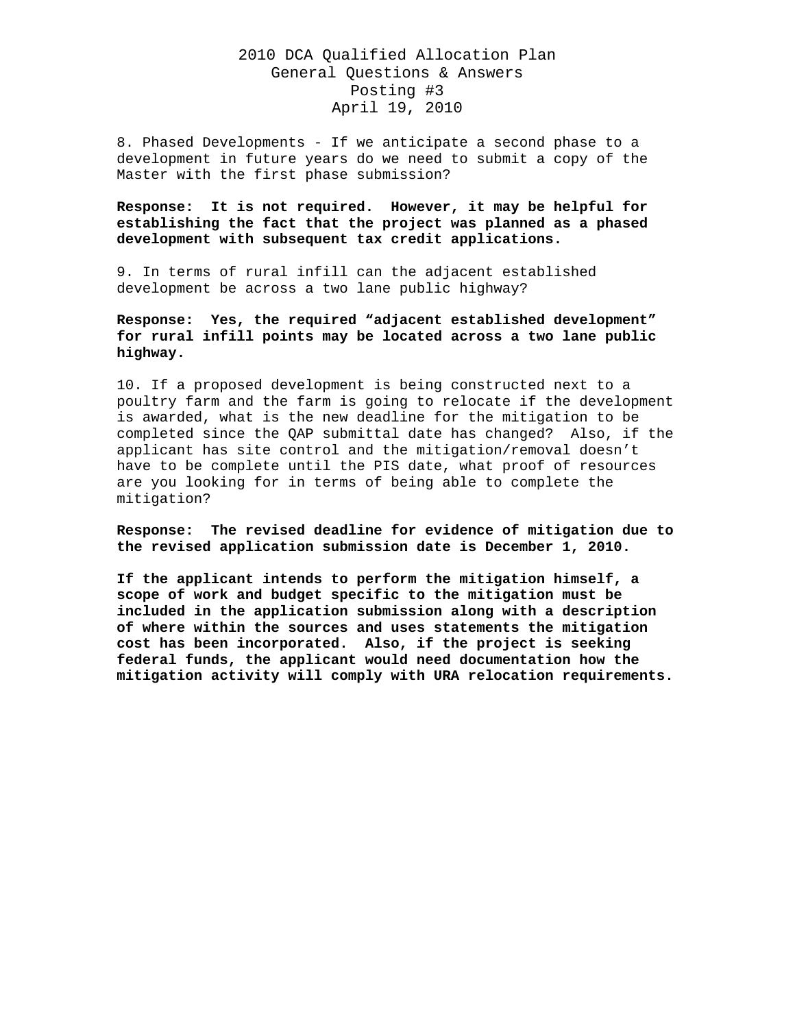2010 DCA Qualified Allocation Plan
General Questions & Answers
Posting #3
April 19, 2010

8. Phased Developments - If we anticipate a second phase to a development in future years do we need to submit a copy of the Master with the first phase submission?

**Response: It is not required. However, it may be helpful for establishing the fact that the project was planned as a phased development with subsequent tax credit applications.**

9. In terms of rural infill can the adjacent established development be across a two lane public highway?

**Response: Yes, the required "adjacent established development" for rural infill points may be located across a two lane public highway.**

10. If a proposed development is being constructed next to a poultry farm and the farm is going to relocate if the development is awarded, what is the new deadline for the mitigation to be completed since the QAP submittal date has changed? Also, if the applicant has site control and the mitigation/removal doesn't have to be complete until the PIS date, what proof of resources are you looking for in terms of being able to complete the mitigation?

**Response: The revised deadline for evidence of mitigation due to the revised application submission date is December 1, 2010.**

**If the applicant intends to perform the mitigation himself, a scope of work and budget specific to the mitigation must be included in the application submission along with a description of where within the sources and uses statements the mitigation cost has been incorporated. Also, if the project is seeking federal funds, the applicant would need documentation how the mitigation activity will comply with URA relocation requirements.**